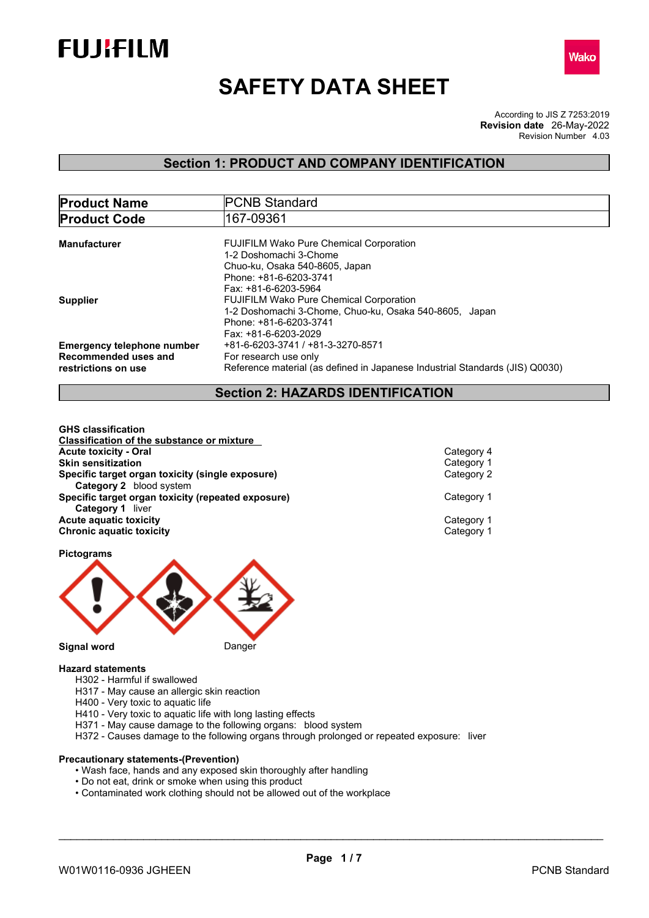FUJIFILM

Wako

# SAFETY DATA SHEET

According to JIS Z 7253:2019
**Revision date** 26-May-2022
Revision Number 4.03

## Section 1: PRODUCT AND COMPANY IDENTIFICATION

| **Product Name** | PCNB Standard |
|---|---|
| **Product Code** | 167-09361 |

**Manufacturer**
FUJIFILM Wako Pure Chemical Corporation
1-2 Doshomachi 3-Chome
Chuo-ku, Osaka 540-8605, Japan
Phone: +81-6-6203-3741
Fax: +81-6-6203-5964

**Supplier**
FUJIFILM Wako Pure Chemical Corporation
1-2 Doshomachi 3-Chome, Chuo-ku, Osaka 540-8605, Japan
Phone: +81-6-6203-3741
Fax: +81-6-6203-2029

**Emergency telephone number** +81-6-6203-3741 / +81-3-3270-8571

**Recommended uses and restrictions on use**
For research use only
Reference material (as defined in Japanese Industrial Standards (JIS) Q0030)

## Section 2: HAZARDS IDENTIFICATION

**GHS classification**

**Classification of the substance or mixture**

| | |
|---|---|
| **Acute toxicity - Oral** | Category 4 |
| **Skin sensitization** | Category 1 |
| **Specific target organ toxicity (single exposure)** | Category 2 |
| **Category 2** blood system | |
| **Specific target organ toxicity (repeated exposure)** | Category 1 |
| **Category 1** liver | |
| **Acute aquatic toxicity** | Category 1 |
| **Chronic aquatic toxicity** | Category 1 |

**Pictograms**

**Signal word** Danger

**Hazard statements**

H302 - Harmful if swallowed
H317 - May cause an allergic skin reaction
H400 - Very toxic to aquatic life
H410 - Very toxic to aquatic life with long lasting effects
H371 - May cause damage to the following organs: blood system
H372 - Causes damage to the following organs through prolonged or repeated exposure: liver

**Precautionary statements-(Prevention)**

- Wash face, hands and any exposed skin thoroughly after handling
- Do not eat, drink or smoke when using this product
- Contaminated work clothing should not be allowed out of the workplace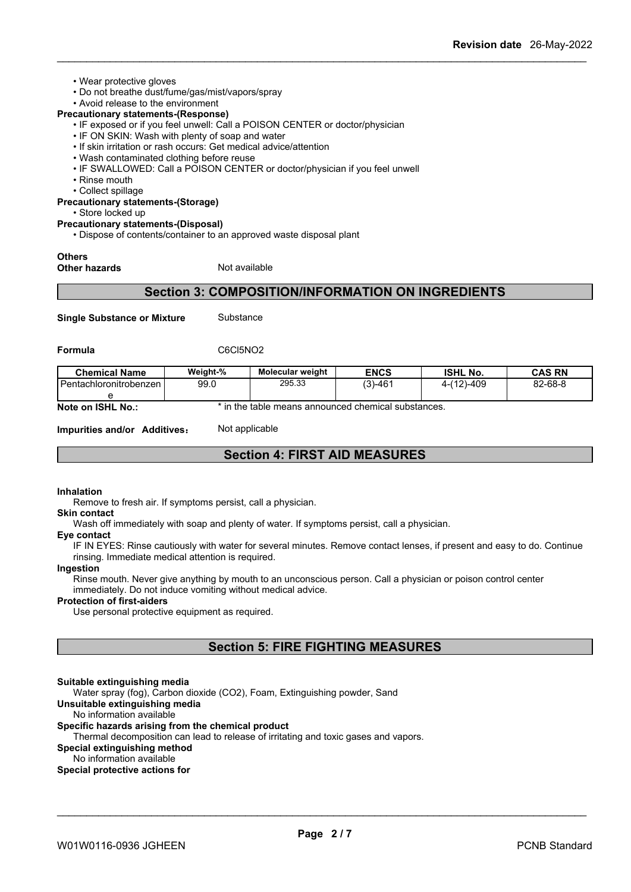- Wear protective gloves
- Do not breathe dust/fume/gas/mist/vapors/spray
- Avoid release to the environment

**Precautionary statements-(Response)**

- IF exposed or if you feel unwell: Call a POISON CENTER or doctor/physician
- IF ON SKIN: Wash with plenty of soap and water
- If skin irritation or rash occurs: Get medical advice/attention
- Wash contaminated clothing before reuse
- IF SWALLOWED: Call a POISON CENTER or doctor/physician if you feel unwell
- Rinse mouth
- Collect spillage

**Precautionary statements-(Storage)**

- Store locked up

**Precautionary statements-(Disposal)**

- Dispose of contents/container to an approved waste disposal plant

**Others**

**Other hazards** Not available

## Section 3: COMPOSITION/INFORMATION ON INGREDIENTS

**Single Substance or Mixture** Substance

**Formula** C6Cl5NO2

| Chemical Name | Weight-% | Molecular weight | ENCS | ISHL No. | CAS RN |
|---|---|---|---|---|---|
| Pentachloronitrobenzene | 99.0 | 295.33 | (3)-461 | 4-(12)-409 | 82-68-8 |

**Note on ISHL No.:** * in the table means announced chemical substances.

**Impurities and/or Additives**: Not applicable

## Section 4: FIRST AID MEASURES

**Inhalation**

Remove to fresh air. If symptoms persist, call a physician.

**Skin contact**

Wash off immediately with soap and plenty of water. If symptoms persist, call a physician.

**Eye contact**

IF IN EYES: Rinse cautiously with water for several minutes. Remove contact lenses, if present and easy to do. Continue rinsing. Immediate medical attention is required.

**Ingestion**

Rinse mouth. Never give anything by mouth to an unconscious person. Call a physician or poison control center immediately. Do not induce vomiting without medical advice.

**Protection of first-aiders**

Use personal protective equipment as required.

## Section 5: FIRE FIGHTING MEASURES

**Suitable extinguishing media**

Water spray (fog), Carbon dioxide (CO2), Foam, Extinguishing powder, Sand

**Unsuitable extinguishing media**

No information available

**Specific hazards arising from the chemical product**

Thermal decomposition can lead to release of irritating and toxic gases and vapors.

**Special extinguishing method**

No information available

**Special protective actions for**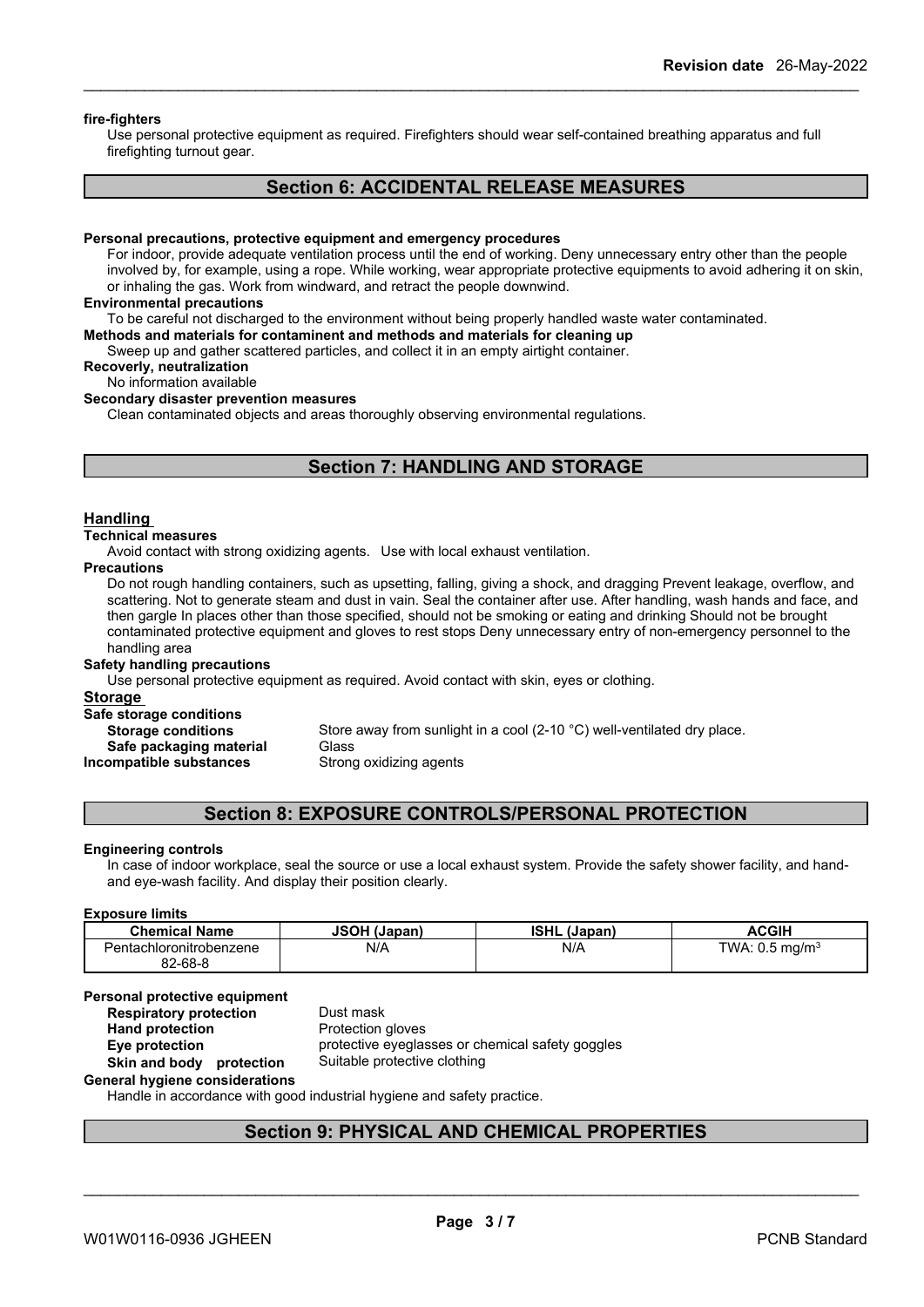**fire-fighters**

Use personal protective equipment as required. Firefighters should wear self-contained breathing apparatus and full firefighting turnout gear.

## Section 6: ACCIDENTAL RELEASE MEASURES

**Personal precautions, protective equipment and emergency procedures**

For indoor, provide adequate ventilation process until the end of working. Deny unnecessary entry other than the people involved by, for example, using a rope. While working, wear appropriate protective equipments to avoid adhering it on skin, or inhaling the gas. Work from windward, and retract the people downwind.

**Environmental precautions**

To be careful not discharged to the environment without being properly handled waste water contaminated.

**Methods and materials for contaminent and methods and materials for cleaning up**

Sweep up and gather scattered particles, and collect it in an empty airtight container.

**Recoverly, neutralization**

No information available

**Secondary disaster prevention measures**

Clean contaminated objects and areas thoroughly observing environmental regulations.

## Section 7: HANDLING AND STORAGE

### Handling

**Technical measures**

Avoid contact with strong oxidizing agents. Use with local exhaust ventilation.

**Precautions**

Do not rough handling containers, such as upsetting, falling, giving a shock, and dragging Prevent leakage, overflow, and scattering. Not to generate steam and dust in vain. Seal the container after use. After handling, wash hands and face, and then gargle In places other than those specified, should not be smoking or eating and drinking Should not be brought contaminated protective equipment and gloves to rest stops Deny unnecessary entry of non-emergency personnel to the handling area

**Safety handling precautions**

Use personal protective equipment as required. Avoid contact with skin, eyes or clothing.

### Storage

**Safe storage conditions**

**Storage conditions** Store away from sunlight in a cool (2-10 °C) well-ventilated dry place.

**Safe packaging material** Glass

**Incompatible substances** Strong oxidizing agents

## Section 8: EXPOSURE CONTROLS/PERSONAL PROTECTION

**Engineering controls**

In case of indoor workplace, seal the source or use a local exhaust system. Provide the safety shower facility, and hand-and eye-wash facility. And display their position clearly.

**Exposure limits**

| Chemical Name | JSOH (Japan) | ISHL (Japan) | ACGIH |
|---|---|---|---|
| Pentachloronitrobenzene 82-68-8 | N/A | N/A | TWA: 0.5 $mg/m^3$ |

**Personal protective equipment**

**Respiratory protection** Dust mask

**Hand protection** Protection gloves

**Eye protection** protective eyeglasses or chemical safety goggles

**Skin and body protection** Suitable protective clothing

**General hygiene considerations**

Handle in accordance with good industrial hygiene and safety practice.

## Section 9: PHYSICAL AND CHEMICAL PROPERTIES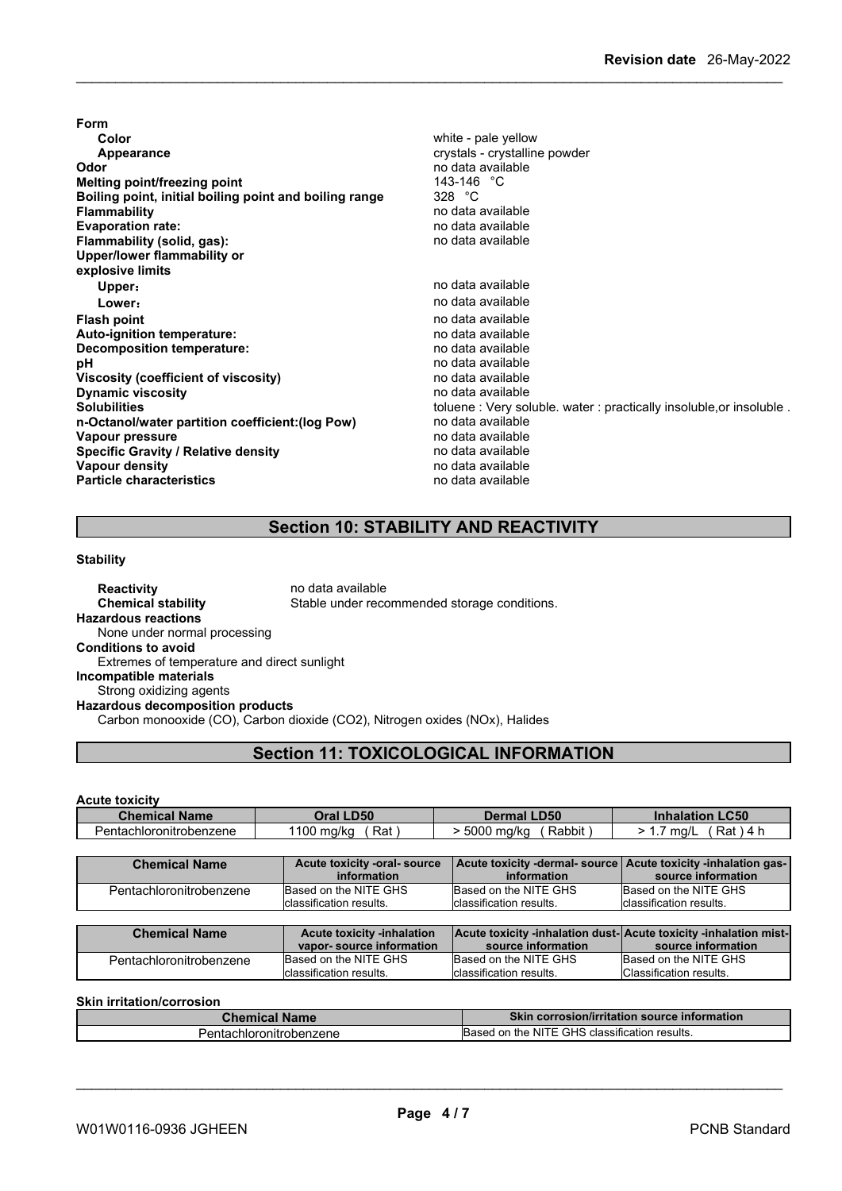**Form**

| | |
|---|---|
| **Color** | white - pale yellow |
| **Appearance** | crystals - crystalline powder |
| **Odor** | no data available |
| **Melting point/freezing point** | 143-146 °C |
| **Boiling point, initial boiling point and boiling range** | 328 °C |
| **Flammability** | no data available |
| **Evaporation rate:** | no data available |
| **Flammability (solid, gas):** | no data available |
| **Upper/lower flammability or explosive limits** | |
| **Upper:** | no data available |
| **Lower:** | no data available |
| **Flash point** | no data available |
| **Auto-ignition temperature:** | no data available |
| **Decomposition temperature:** | no data available |
| **pH** | no data available |
| **Viscosity (coefficient of viscosity)** | no data available |
| **Dynamic viscosity** | no data available |
| **Solubilities** | toluene : Very soluble. water : practically insoluble,or insoluble . |
| **n-Octanol/water partition coefficient:(log Pow)** | no data available |
| **Vapour pressure** | no data available |
| **Specific Gravity / Relative density** | no data available |
| **Vapour density** | no data available |
| **Particle characteristics** | no data available |

## Section 10: STABILITY AND REACTIVITY

**Stability**

**Reactivity** no data available
**Chemical stability** Stable under recommended storage conditions.

**Hazardous reactions**
None under normal processing

**Conditions to avoid**
Extremes of temperature and direct sunlight

**Incompatible materials**
Strong oxidizing agents

**Hazardous decomposition products**
Carbon monooxide (CO), Carbon dioxide ($CO_2$), Nitrogen oxides ($NO_x$), Halides

## Section 11: TOXICOLOGICAL INFORMATION

**Acute toxicity**

| Chemical Name | Oral LD50 | Dermal LD50 | Inhalation LC50 |
|---|---|---|---|
| Pentachloronitrobenzene | 1100 mg/kg ( Rat ) | > 5000 mg/kg ( Rabbit ) | > 1.7 mg/L ( Rat ) 4 h |

| Chemical Name | Acute toxicity -oral- source information | Acute toxicity -dermal- source information | Acute toxicity -inhalation gas- source information |
|---|---|---|---|
| Pentachloronitrobenzene | Based on the NITE GHS classification results. | Based on the NITE GHS classification results. | Based on the NITE GHS classification results. |

| Chemical Name | Acute toxicity -inhalation vapor- source information | Acute toxicity -inhalation dust- source information | Acute toxicity -inhalation mist- source information |
|---|---|---|---|
| Pentachloronitrobenzene | Based on the NITE GHS classification results. | Based on the NITE GHS classification results. | Based on the NITE GHS Classification results. |

**Skin irritation/corrosion**

| Chemical Name | Skin corrosion/irritation source information |
|---|---|
| Pentachloronitrobenzene | Based on the NITE GHS classification results. |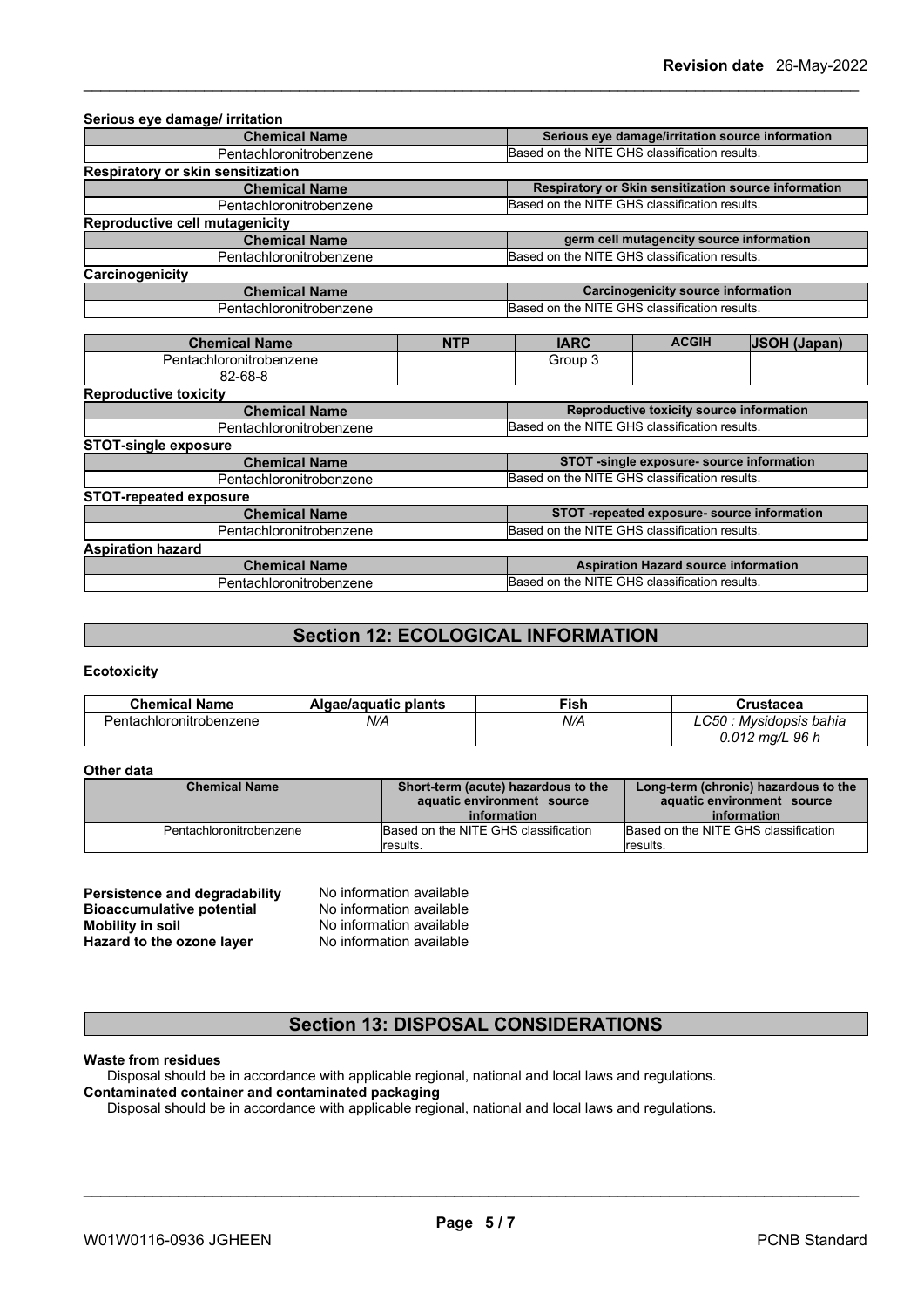**Serious eye damage/ irritation**

| Chemical Name | Serious eye damage/irritation source information |
|---|---|
| Pentachloronitrobenzene | Based on the NITE GHS classification results. |

**Respiratory or skin sensitization**

| Chemical Name | Respiratory or Skin sensitization source information |
|---|---|
| Pentachloronitrobenzene | Based on the NITE GHS classification results. |

**Reproductive cell mutagenicity**

| Chemical Name | germ cell mutagencity source information |
|---|---|
| Pentachloronitrobenzene | Based on the NITE GHS classification results. |

**Carcinogenicity**

| Chemical Name | Carcinogenicity source information |
|---|---|
| Pentachloronitrobenzene | Based on the NITE GHS classification results. |

| Chemical Name | NTP | IARC | ACGIH | JSOH (Japan) |
|---|---|---|---|---|
| Pentachloronitrobenzene 82-68-8 | | Group 3 | | |

**Reproductive toxicity**

| Chemical Name | Reproductive toxicity source information |
|---|---|
| Pentachloronitrobenzene | Based on the NITE GHS classification results. |

**STOT-single exposure**

| Chemical Name | STOT -single exposure- source information |
|---|---|
| Pentachloronitrobenzene | Based on the NITE GHS classification results. |

**STOT-repeated exposure**

| Chemical Name | STOT -repeated exposure- source information |
|---|---|
| Pentachloronitrobenzene | Based on the NITE GHS classification results. |

**Aspiration hazard**

| Chemical Name | Aspiration Hazard source information |
|---|---|
| Pentachloronitrobenzene | Based on the NITE GHS classification results. |

## Section 12: ECOLOGICAL INFORMATION

**Ecotoxicity**

| Chemical Name | Algae/aquatic plants | Fish | Crustacea |
|---|---|---|---|
| Pentachloronitrobenzene | *N/A* | *N/A* | *LC50 : Mysidopsis bahia 0.012 mg/L 96 h* |

**Other data**

| Chemical Name | Short-term (acute) hazardous to the aquatic environment source information | Long-term (chronic) hazardous to the aquatic environment source information |
|---|---|---|
| Pentachloronitrobenzene | Based on the NITE GHS classification results. | Based on the NITE GHS classification results. |

**Persistence and degradability** No information available
**Bioaccumulative potential** No information available
**Mobility in soil** No information available
**Hazard to the ozone layer** No information available

## Section 13: DISPOSAL CONSIDERATIONS

**Waste from residues**
Disposal should be in accordance with applicable regional, national and local laws and regulations.
**Contaminated container and contaminated packaging**
Disposal should be in accordance with applicable regional, national and local laws and regulations.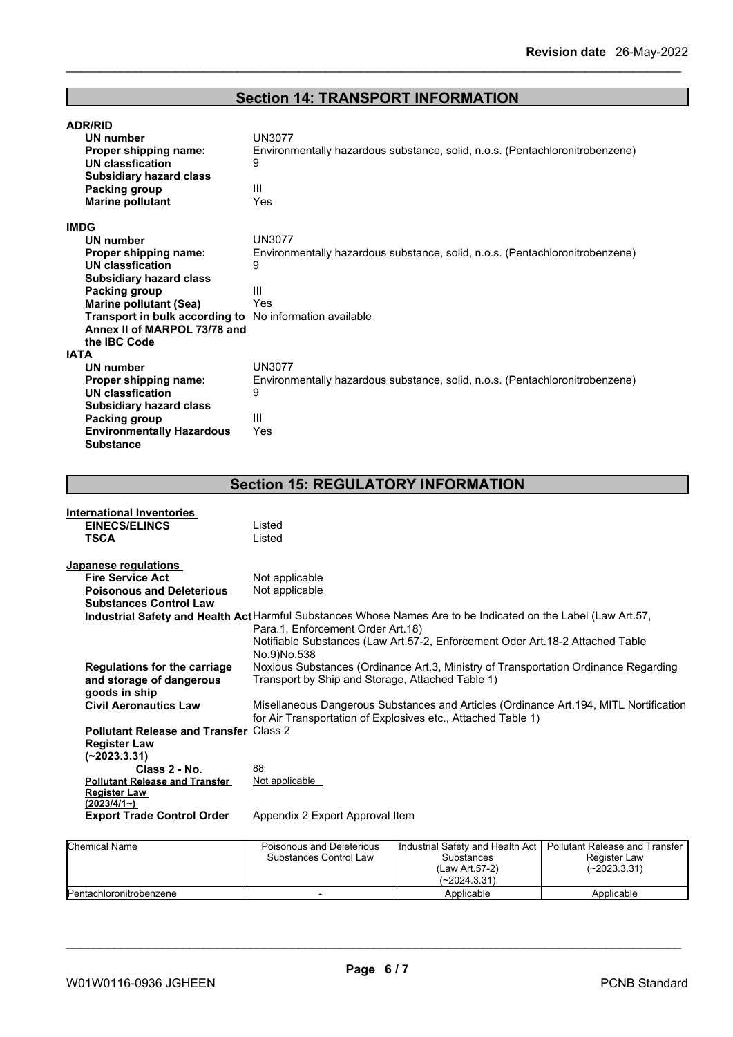## Section 14: TRANSPORT INFORMATION

**ADR/RID**

| | |
|---|---|
| **UN number** | UN3077 |
| **Proper shipping name:** | Environmentally hazardous substance, solid, n.o.s. (Pentachloronitrobenzene) |
| **UN classfication** | 9 |
| **Subsidiary hazard class** | |
| **Packing group** | III |
| **Marine pollutant** | Yes |

**IMDG**

| | |
|---|---|
| **UN number** | UN3077 |
| **Proper shipping name:** | Environmentally hazardous substance, solid, n.o.s. (Pentachloronitrobenzene) |
| **UN classfication** | 9 |
| **Subsidiary hazard class** | |
| **Packing group** | III |
| **Marine pollutant (Sea)** | Yes |
| **Transport in bulk according to Annex II of MARPOL 73/78 and the IBC Code** | No information available |

**IATA**

| | |
|---|---|
| **UN number** | UN3077 |
| **Proper shipping name:** | Environmentally hazardous substance, solid, n.o.s. (Pentachloronitrobenzene) |
| **UN classfication** | 9 |
| **Subsidiary hazard class** | |
| **Packing group** | III |
| **Environmentally Hazardous Substance** | Yes |

## Section 15: REGULATORY INFORMATION

**International Inventories**

| | |
|---|---|
| **EINECS/ELINCS** | Listed |
| **TSCA** | Listed |

**Japanese regulations**

| | |
|---|---|
| **Fire Service Act** | Not applicable |
| **Poisonous and Deleterious Substances Control Law** | Not applicable |
| **Industrial Safety and Health Act** | Harmful Substances Whose Names Are to be Indicated on the Label (Law Art.57, Para.1, Enforcement Order Art.18)<br>Notifiable Substances (Law Art.57-2, Enforcement Oder Art.18-2 Attached Table No.9)No.538 |
| **Regulations for the carriage and storage of dangerous goods in ship** | Noxious Substances (Ordinance Art.3, Ministry of Transportation Ordinance Regarding Transport by Ship and Storage, Attached Table 1) |
| **Civil Aeronautics Law** | Misellaneous Dangerous Substances and Articles (Ordinance Art.194, MITL Nortification for Air Transportation of Explosives etc., Attached Table 1) |
| **Pollutant Release and Transfer Register Law (~2023.3.31)** | Class 2 |
| **Class 2 - No.** | 88 |
| **Pollutant Release and Transfer Register Law (2023/4/1~)** | Not applicable |
| **Export Trade Control Order** | Appendix 2 Export Approval Item |

| Chemical Name | Poisonous and Deleterious Substances Control Law | Industrial Safety and Health Act Substances (Law Art.57-2) (~2024.3.31) | Pollutant Release and Transfer Register Law (~2023.3.31) |
|---|---|---|---|
| Pentachloronitrobenzene | - | Applicable | Applicable |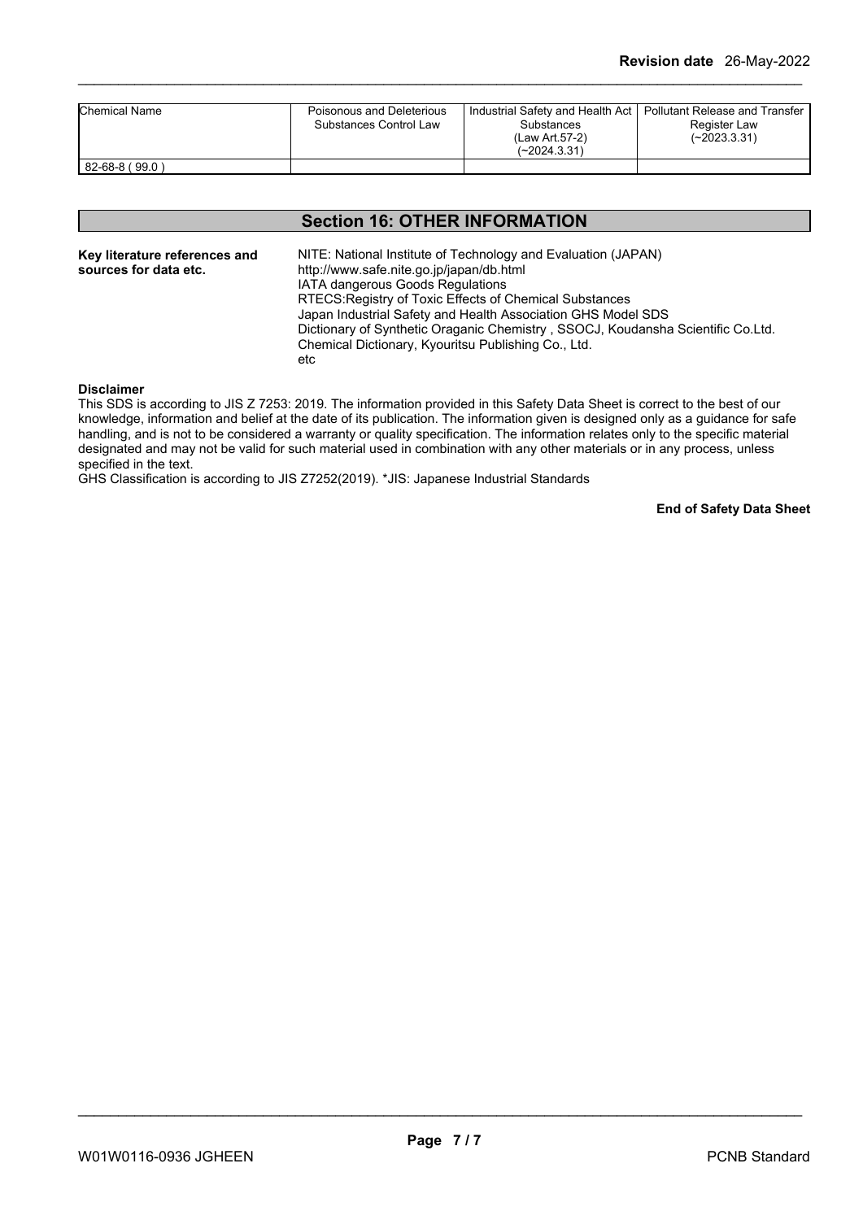| Chemical Name | Poisonous and Deleterious Substances Control Law | Industrial Safety and Health Act Substances (Law Art.57-2) (~2024.3.31) | Pollutant Release and Transfer Register Law (~2023.3.31) |
|---|---|---|---|
| 82-68-8 ( 99.0 ) | | | |

## Section 16: OTHER INFORMATION

**Key literature references and sources for data etc.**

NITE: National Institute of Technology and Evaluation (JAPAN)
http://www.safe.nite.go.jp/japan/db.html
IATA dangerous Goods Regulations
RTECS:Registry of Toxic Effects of Chemical Substances
Japan Industrial Safety and Health Association GHS Model SDS
Dictionary of Synthetic Oraganic Chemistry , SSOCJ, Koudansha Scientific Co.Ltd.
Chemical Dictionary, Kyouritsu Publishing Co., Ltd.
etc

**Disclaimer**

This SDS is according to JIS Z 7253: 2019. The information provided in this Safety Data Sheet is correct to the best of our knowledge, information and belief at the date of its publication. The information given is designed only as a guidance for safe handling, and is not to be considered a warranty or quality specification. The information relates only to the specific material designated and may not be valid for such material used in combination with any other materials or in any process, unless specified in the text.
GHS Classification is according to JIS Z7252(2019). *JIS: Japanese Industrial Standards

**End of Safety Data Sheet**